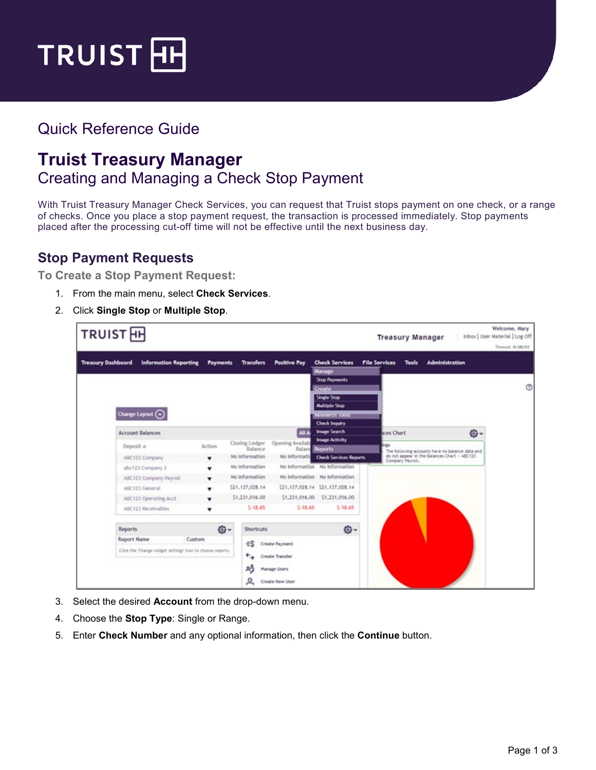# Quick Reference Guide

# Truist Treasury Manager

## Creating and Managing a Check Stop Payment

With Truist Treasury Manager Check Services, you can request that Truist stops payment on one check, or a range of checks. Once you place a stop payment request, the transaction is processed immediately. Stop payments placed after the processing cut-off time will not be effective until the next business day.

## Stop Payment Requests

### To Create a Stop Payment Request:

1. From the main menu, select **Check Services**.
2. Click **Single Stop** or **Multiple Stop**.
3. Select the desired **Account** from the drop-down menu.
4. Choose the **Stop Type**: Single or Range.
5. Enter **Check Number** and any optional information, then click the **Continue** button.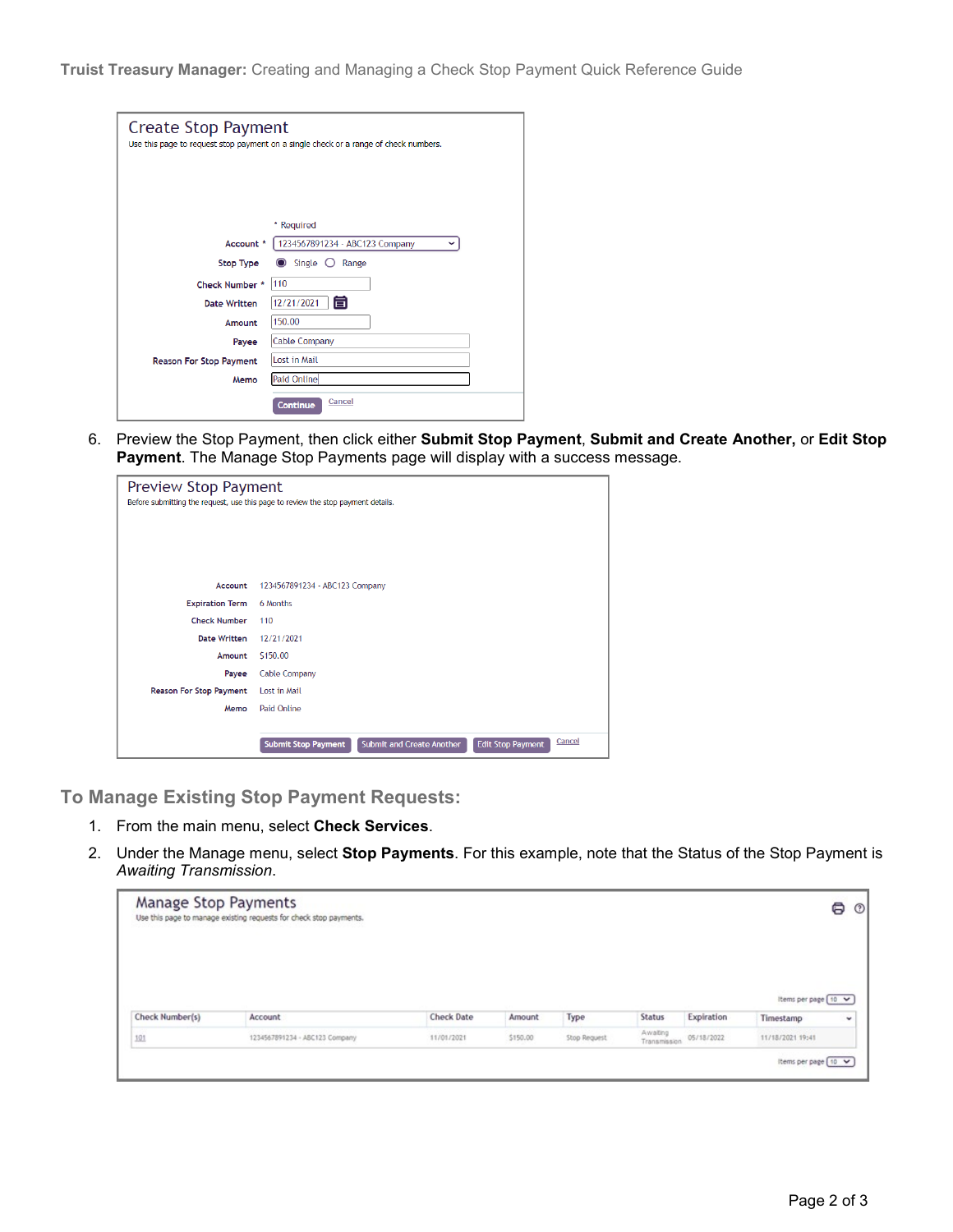**Create Stop Payment**

Use this page to request stop payment on a single check or a range of check numbers.

\* Required

| | |
|---|---|
| Account * | 1234567891234 - ABC123 Company |
| Stop Type | Single / Range |
| Check Number * | 110 |
| Date Written | 12/21/2021 |
| Amount | 150.00 |
| Payee | Cable Company |
| Reason For Stop Payment | Lost in Mail |
| Memo | Paid Online |

Continue | Cancel

6. Preview the Stop Payment, then click either **Submit Stop Payment**, **Submit and Create Another,** or **Edit Stop Payment**. The Manage Stop Payments page will display with a success message.

**Preview Stop Payment**

Before submitting the request, use this page to review the stop payment details.

| | |
|---|---|
| Account | 1234567891234 - ABC123 Company |
| Expiration Term | 6 Months |
| Check Number | 110 |
| Date Written | 12/21/2021 |
| Amount | $150.00 |
| Payee | Cable Company |
| Reason For Stop Payment | Lost in Mail |
| Memo | Paid Online |

Submit Stop Payment | Submit and Create Another | Edit Stop Payment | Cancel

## To Manage Existing Stop Payment Requests:

1. From the main menu, select **Check Services**.
2. Under the Manage menu, select **Stop Payments**. For this example, note that the Status of the Stop Payment is *Awaiting Transmission*.

**Manage Stop Payments**

Use this page to manage existing requests for check stop payments.

Items per page 10

| Check Number(s) | Account | Check Date | Amount | Type | Status | Expiration | Timestamp |
|---|---|---|---|---|---|---|---|
| 101 | 1234567891234 - ABC123 Company | 11/01/2021 | $150.00 | Stop Request | Awaiting Transmission | 05/18/2022 | 11/18/2021 19:41 |

Items per page 10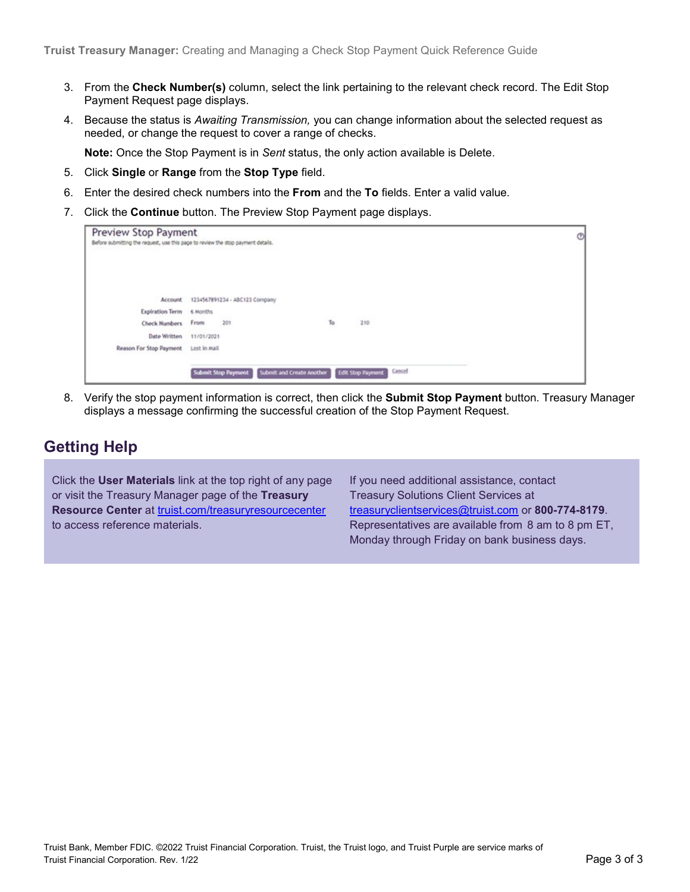3. From the **Check Number(s)** column, select the link pertaining to the relevant check record. The Edit Stop Payment Request page displays.
4. Because the status is *Awaiting Transmission,* you can change information about the selected request as needed, or change the request to cover a range of checks.

   **Note:** Once the Stop Payment is in *Sent* status, the only action available is Delete.
5. Click **Single** or **Range** from the **Stop Type** field.
6. Enter the desired check numbers into the **From** and the **To** fields. Enter a valid value.
7. Click the **Continue** button. The Preview Stop Payment page displays.

Preview Stop Payment

Before submitting the request, use this page to review the stop payment details.

| | |
|---|---|
| Account | 1234567891234 - ABC123 Company |
| Expiration Term | 6 Months |
| Check Numbers | From 201 To 210 |
| Date Written | 11/01/2021 |
| Reason For Stop Payment | Lost in Mail |

Submit Stop Payment | Submit and Create Another | Edit Stop Payment | Cancel

8. Verify the stop payment information is correct, then click the **Submit Stop Payment** button. Treasury Manager displays a message confirming the successful creation of the Stop Payment Request.

## Getting Help

Click the **User Materials** link at the top right of any page or visit the Treasury Manager page of the **Treasury Resource Center** at truist.com/treasuryresourcecenter to access reference materials.

If you need additional assistance, contact Treasury Solutions Client Services at treasuryclientservices@truist.com or **800-774-8179**. Representatives are available from 8 am to 8 pm ET, Monday through Friday on bank business days.

Truist Bank, Member FDIC. ©2022 Truist Financial Corporation. Truist, the Truist logo, and Truist Purple are service marks of Truist Financial Corporation. Rev. 1/22